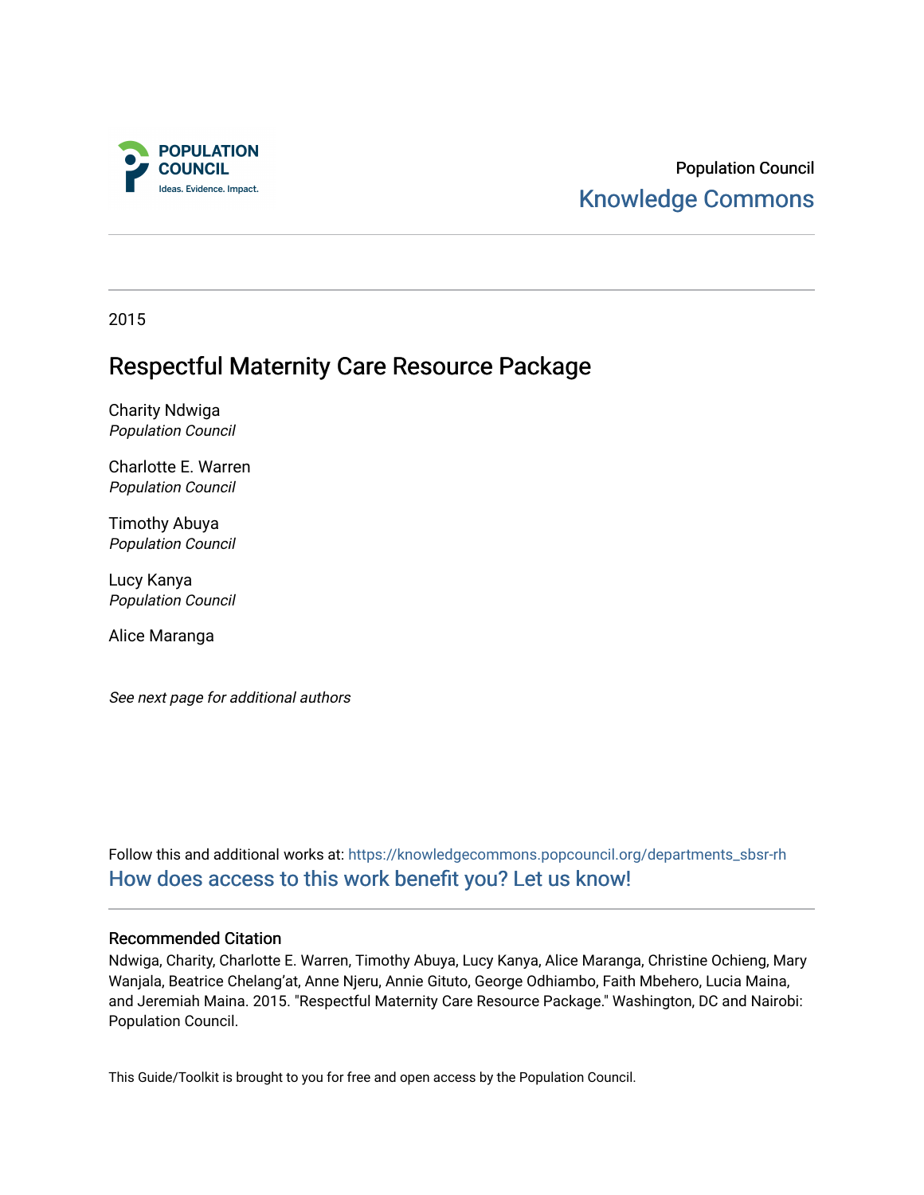POPULATION COUNCIL
Ideas. Evidence. Impact.

Population Council
Knowledge Commons

2015

# Respectful Maternity Care Resource Package

Charity Ndwiga
*Population Council*

Charlotte E. Warren
*Population Council*

Timothy Abuya
*Population Council*

Lucy Kanya
*Population Council*

Alice Maranga

*See next page for additional authors*

Follow this and additional works at: https://knowledgecommons.popcouncil.org/departments_sbsr-rh
How does access to this work benefit you? Let us know!

## Recommended Citation

Ndwiga, Charity, Charlotte E. Warren, Timothy Abuya, Lucy Kanya, Alice Maranga, Christine Ochieng, Mary Wanjala, Beatrice Chelang'at, Anne Njeru, Annie Gituto, George Odhiambo, Faith Mbehero, Lucia Maina, and Jeremiah Maina. 2015. "Respectful Maternity Care Resource Package." Washington, DC and Nairobi: Population Council.

This Guide/Toolkit is brought to you for free and open access by the Population Council.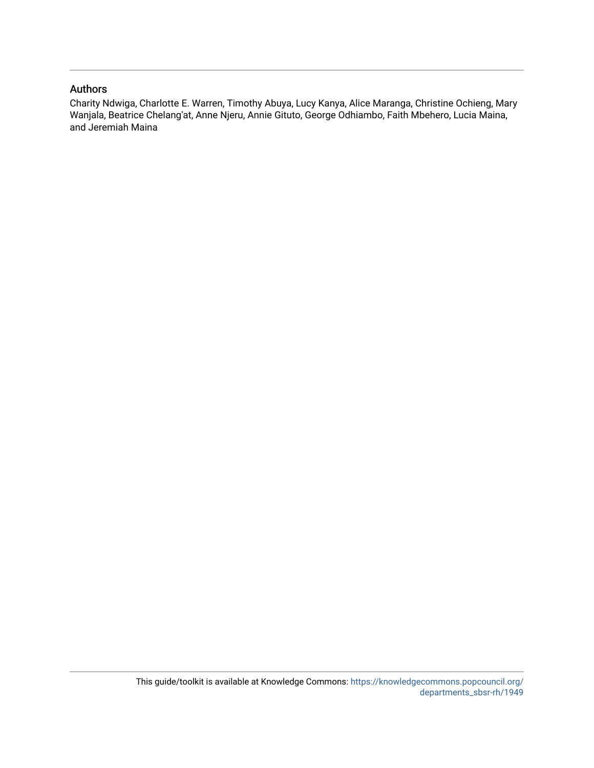## Authors

Charity Ndwiga, Charlotte E. Warren, Timothy Abuya, Lucy Kanya, Alice Maranga, Christine Ochieng, Mary Wanjala, Beatrice Chelang'at, Anne Njeru, Annie Gituto, George Odhiambo, Faith Mbehero, Lucia Maina, and Jeremiah Maina

This guide/toolkit is available at Knowledge Commons: https://knowledgecommons.popcouncil.org/departments_sbsr-rh/1949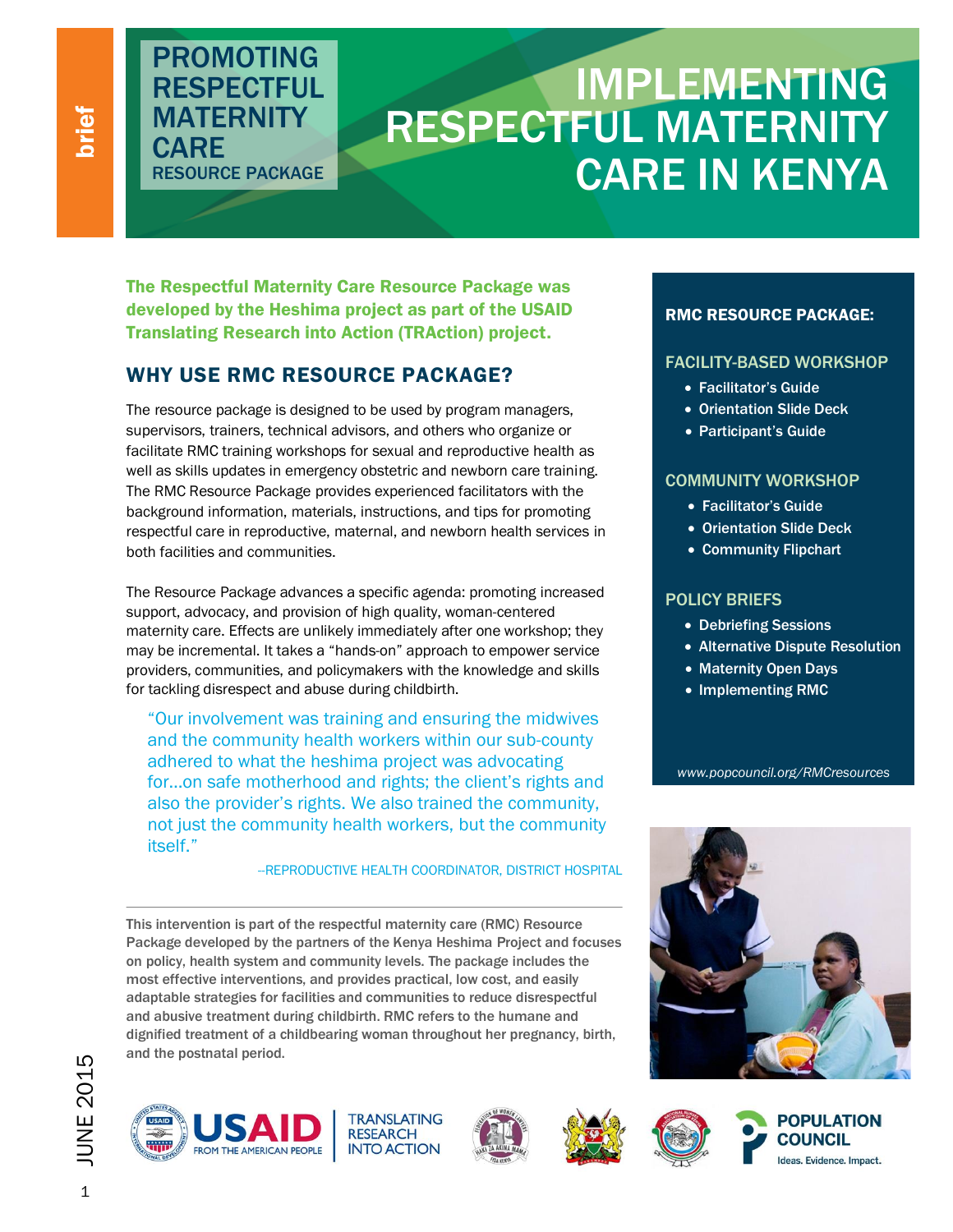brief

# PROMOTING RESPECTFUL MATERNITY CARE

RESOURCE PACKAGE

# IMPLEMENTING RESPECTFUL MATERNITY CARE IN KENYA

**The Respectful Maternity Care Resource Package was developed by the Heshima project as part of the USAID Translating Research into Action (TRAction) project.**

## WHY USE RMC RESOURCE PACKAGE?

The resource package is designed to be used by program managers, supervisors, trainers, technical advisors, and others who organize or facilitate RMC training workshops for sexual and reproductive health as well as skills updates in emergency obstetric and newborn care training. The RMC Resource Package provides experienced facilitators with the background information, materials, instructions, and tips for promoting respectful care in reproductive, maternal, and newborn health services in both facilities and communities.

The Resource Package advances a specific agenda: promoting increased support, advocacy, and provision of high quality, woman-centered maternity care. Effects are unlikely immediately after one workshop; they may be incremental. It takes a "hands-on" approach to empower service providers, communities, and policymakers with the knowledge and skills for tackling disrespect and abuse during childbirth.

> "Our involvement was training and ensuring the midwives and the community health workers within our sub-county adhered to what the heshima project was advocating for…on safe motherhood and rights; the client's rights and also the provider's rights. We also trained the community, not just the community health workers, but the community itself."
>
> –REPRODUCTIVE HEALTH COORDINATOR, DISTRICT HOSPITAL

**This intervention is part of the respectful maternity care (RMC) Resource Package developed by the partners of the Kenya Heshima Project and focuses on policy, health system and community levels. The package includes the most effective interventions, and provides practical, low cost, and easily adaptable strategies for facilities and communities to reduce disrespectful and abusive treatment during childbirth. RMC refers to the humane and dignified treatment of a childbearing woman throughout her pregnancy, birth, and the postnatal period.**

### RMC RESOURCE PACKAGE:

**FACILITY-BASED WORKSHOP**

- Facilitator's Guide
- Orientation Slide Deck
- Participant's Guide

**COMMUNITY WORKSHOP**

- Facilitator's Guide
- Orientation Slide Deck
- Community Flipchart

**POLICY BRIEFS**

- Debriefing Sessions
- Alternative Dispute Resolution
- Maternity Open Days
- Implementing RMC

*www.popcouncil.org/RMCresources*

JUNE 2015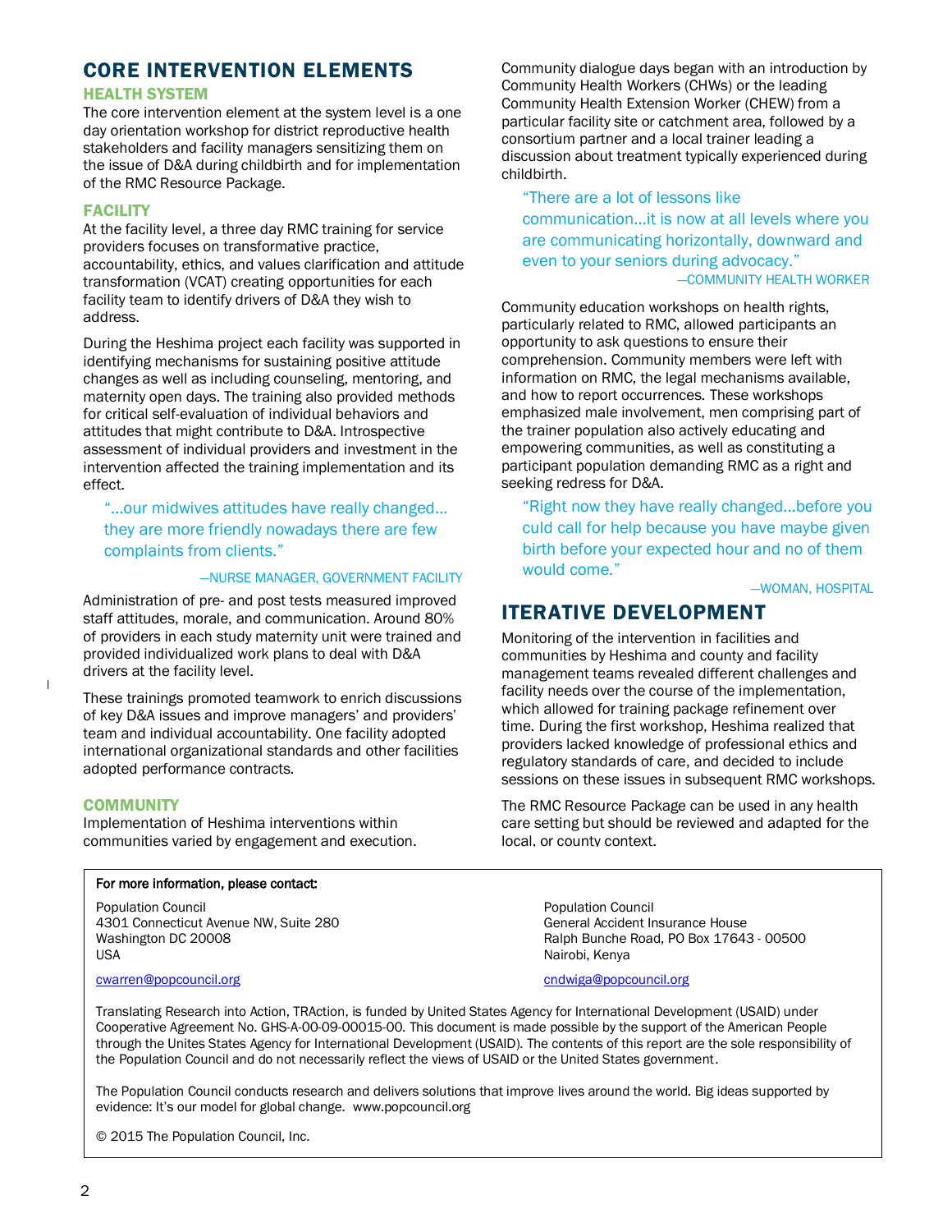## CORE INTERVENTION ELEMENTS

### HEALTH SYSTEM

The core intervention element at the system level is a one day orientation workshop for district reproductive health stakeholders and facility managers sensitizing them on the issue of D&A during childbirth and for implementation of the RMC Resource Package.

### FACILITY

At the facility level, a three day RMC training for service providers focuses on transformative practice, accountability, ethics, and values clarification and attitude transformation (VCAT) creating opportunities for each facility team to identify drivers of D&A they wish to address.

During the Heshima project each facility was supported in identifying mechanisms for sustaining positive attitude changes as well as including counseling, mentoring, and maternity open days. The training also provided methods for critical self-evaluation of individual behaviors and attitudes that might contribute to D&A. Introspective assessment of individual providers and investment in the intervention affected the training implementation and its effect.

> "...our midwives attitudes have really changed... they are more friendly nowadays there are few complaints from clients."
>
> —NURSE MANAGER, GOVERNMENT FACILITY

Administration of pre- and post tests measured improved staff attitudes, morale, and communication. Around 80% of providers in each study maternity unit were trained and provided individualized work plans to deal with D&A drivers at the facility level.

These trainings promoted teamwork to enrich discussions of key D&A issues and improve managers' and providers' team and individual accountability. One facility adopted international organizational standards and other facilities adopted performance contracts.

### COMMUNITY

Implementation of Heshima interventions within communities varied by engagement and execution. Community dialogue days began with an introduction by Community Health Workers (CHWs) or the leading Community Health Extension Worker (CHEW) from a particular facility site or catchment area, followed by a consortium partner and a local trainer leading a discussion about treatment typically experienced during childbirth.

> "There are a lot of lessons like communication...it is now at all levels where you are communicating horizontally, downward and even to your seniors during advocacy."
>
> —COMMUNITY HEALTH WORKER

Community education workshops on health rights, particularly related to RMC, allowed participants an opportunity to ask questions to ensure their comprehension. Community members were left with information on RMC, the legal mechanisms available, and how to report occurrences. These workshops emphasized male involvement, men comprising part of the trainer population also actively educating and empowering communities, as well as constituting a participant population demanding RMC as a right and seeking redress for D&A.

> "Right now they have really changed...before you culd call for help because you have maybe given birth before your expected hour and no of them would come."
>
> —WOMAN, HOSPITAL

## ITERATIVE DEVELOPMENT

Monitoring of the intervention in facilities and communities by Heshima and county and facility management teams revealed different challenges and facility needs over the course of the implementation, which allowed for training package refinement over time. During the first workshop, Heshima realized that providers lacked knowledge of professional ethics and regulatory standards of care, and decided to include sessions on these issues in subsequent RMC workshops.

The RMC Resource Package can be used in any health care setting but should be reviewed and adapted for the local, or county context.

**For more information, please contact:**

Population Council
4301 Connecticut Avenue NW, Suite 280
Washington DC 20008
USA

cwarren@popcouncil.org

Population Council
General Accident Insurance House
Ralph Bunche Road, PO Box 17643 - 00500
Nairobi, Kenya

cndwiga@popcouncil.org

Translating Research into Action, TRAction, is funded by United States Agency for International Development (USAID) under Cooperative Agreement No. GHS-A-00-09-00015-00. This document is made possible by the support of the American People through the Unites States Agency for International Development (USAID). The contents of this report are the sole responsibility of the Population Council and do not necessarily reflect the views of USAID or the United States government.

The Population Council conducts research and delivers solutions that improve lives around the world. Big ideas supported by evidence: It's our model for global change. www.popcouncil.org

© 2015 The Population Council, Inc.